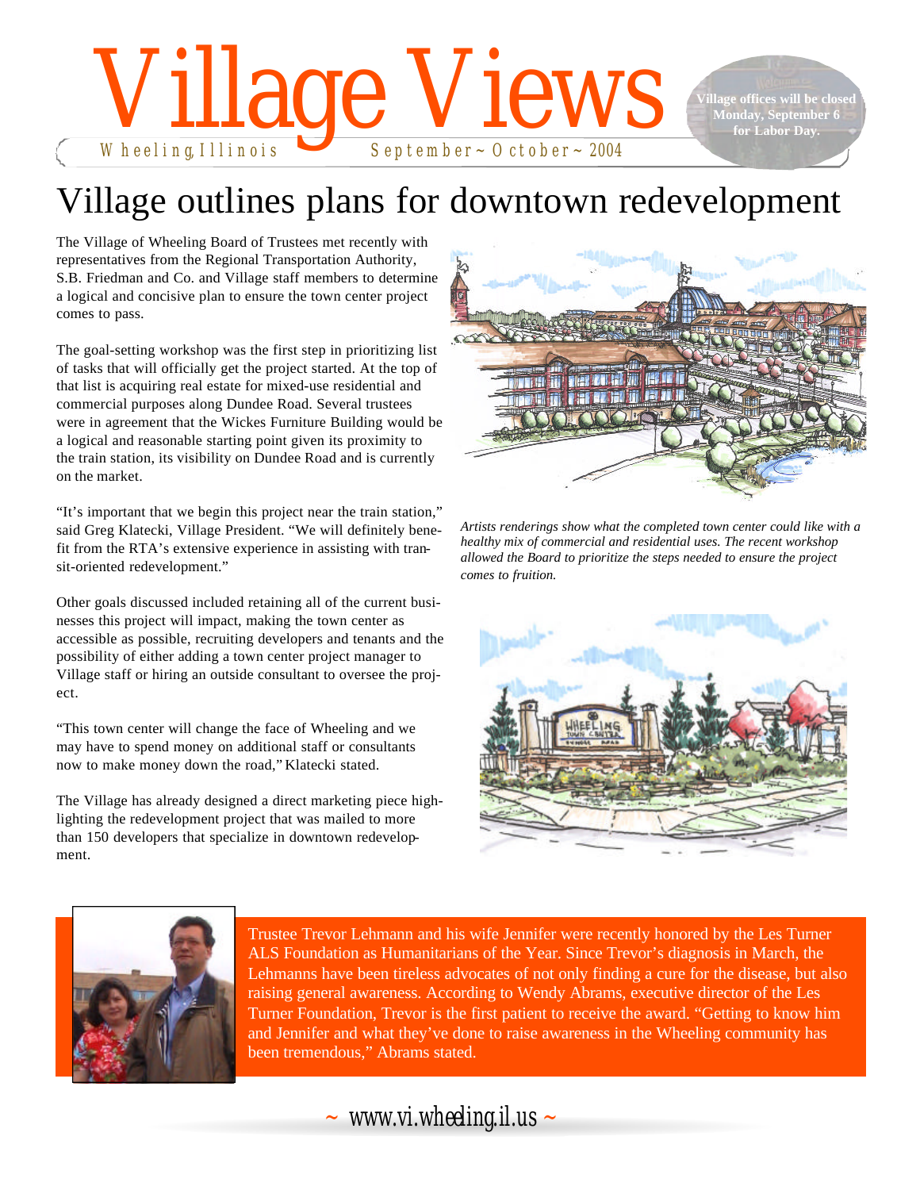# Village Views

Wheeling, Illinois — September ~ October ~ 2004

**Village offices will be closed Monday, September 6 for Labor Day.**

## Village outlines plans for downtown redevelopment

The Village of Wheeling Board of Trustees met recently with representatives from the Regional Transportation Authority, S.B. Friedman and Co. and Village staff members to determine a logical and concise plan to ensure the town center project comes to pass.

The goal-setting workshop was the first step in prioritizing list of tasks that will officially get the project started. At the top of that list is acquiring real estate for mixed-use residential and commercial purposes along Dundee Road. Several trustees were in agreement that the Wickes Furniture Building would be a logical and reasonable starting point given its proximity to the train station, its visibility on Dundee Road and is currently on the market.

"It's important that we begin this project near the train station," said Greg Klatecki, Village President. "We will definitely benefit from the RTA's extensive experience in assisting with transit-oriented redevelopment."

Other goals discussed included retaining all of the current businesses this project will impact, making the town center as accessible as possible, recruiting developers and tenants and the possibility of either adding a town center project manager to Village staff or hiring an outside consultant to oversee the project.

"This town center will change the face of Wheeling and we may have to spend money on additional staff or consultants now to make money down the road," Klatecki stated.

The Village has already designed a direct marketing piece highlighting the redevelopment project that was mailed to more than 150 developers that specialize in downtown redevelopment.

*Artists renderings show what the completed town center could like with a healthy mix of commercial and residential uses. The recent workshop allowed the Board to prioritize the steps needed to ensure the project comes to fruition.*

Trustee Trevor Lehmann and his wife Jennifer were recently honored by the Les Turner ALS Foundation as Humanitarians of the Year. Since Trevor's diagnosis in March, the Lehmanns have been tireless advocates of not only finding a cure for the disease, but also raising general awareness. According to Wendy Abrams, executive director of the Les Turner Foundation, Trevor is the first patient to receive the award. "Getting to know him and Jennifer and what they've done to raise awareness in the Wheeling community has been tremendous," Abrams stated.

~ www.vi.wheeling.il.us ~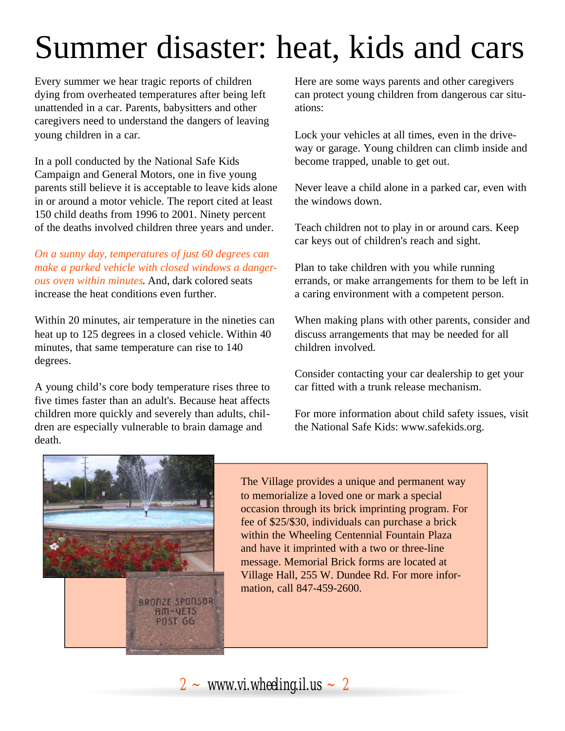# Summer disaster: heat, kids and cars

Every summer we hear tragic reports of children dying from overheated temperatures after being left unattended in a car. Parents, babysitters and other caregivers need to understand the dangers of leaving young children in a car.

In a poll conducted by the National Safe Kids Campaign and General Motors, one in five young parents still believe it is acceptable to leave kids alone in or around a motor vehicle. The report cited at least 150 child deaths from 1996 to 2001. Ninety percent of the deaths involved children three years and under.

*On a sunny day, temperatures of just 60 degrees can make a parked vehicle with closed windows a dangerous oven within minutes*. And, dark colored seats increase the heat conditions even further.

Within 20 minutes, air temperature in the nineties can heat up to 125 degrees in a closed vehicle. Within 40 minutes, that same temperature can rise to 140 degrees.

A young child's core body temperature rises three to five times faster than an adult's. Because heat affects children more quickly and severely than adults, children are especially vulnerable to brain damage and death.

Here are some ways parents and other caregivers can protect young children from dangerous car situations:

Lock your vehicles at all times, even in the driveway or garage. Young children can climb inside and become trapped, unable to get out.

Never leave a child alone in a parked car, even with the windows down.

Teach children not to play in or around cars. Keep car keys out of children's reach and sight.

Plan to take children with you while running errands, or make arrangements for them to be left in a caring environment with a competent person.

When making plans with other parents, consider and discuss arrangements that may be needed for all children involved.

Consider contacting your car dealership to get your car fitted with a trunk release mechanism.

For more information about child safety issues, visit the National Safe Kids: www.safekids.org.

The Village provides a unique and permanent way to memorialize a loved one or mark a special occasion through its brick imprinting program. For fee of $25/$30, individuals can purchase a brick within the Wheeling Centennial Fountain Plaza and have it imprinted with a two or three-line message. Memorial Brick forms are located at Village Hall, 255 W. Dundee Rd. For more information, call 847-459-2600.

www.vi.wheeling.il.us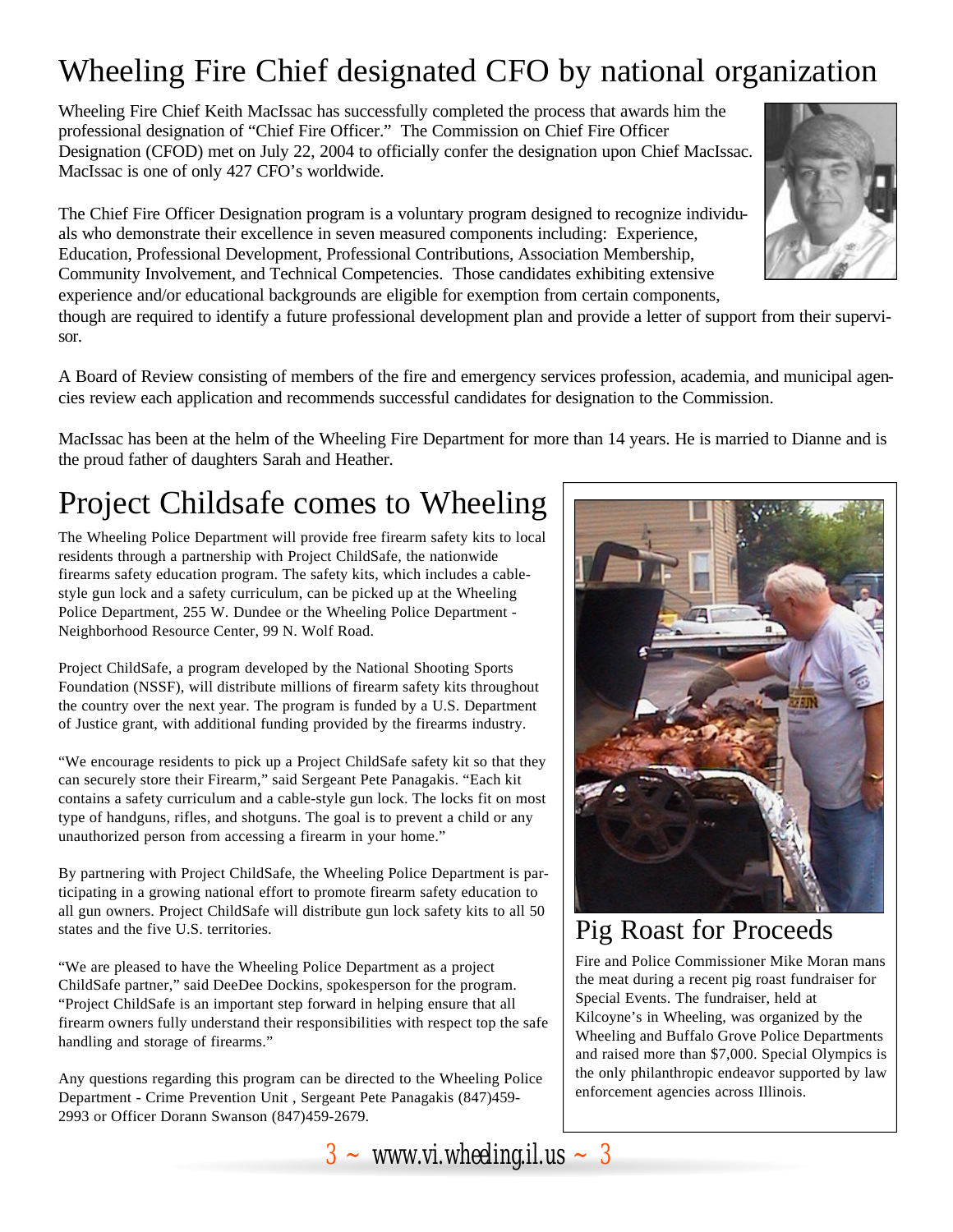# Wheeling Fire Chief designated CFO by national organization

Wheeling Fire Chief Keith MacIssac has successfully completed the process that awards him the professional designation of "Chief Fire Officer." The Commission on Chief Fire Officer Designation (CFOD) met on July 22, 2004 to officially confer the designation upon Chief MacIssac. MacIssac is one of only 427 CFO's worldwide.

The Chief Fire Officer Designation program is a voluntary program designed to recognize individuals who demonstrate their excellence in seven measured components including: Experience, Education, Professional Development, Professional Contributions, Association Membership, Community Involvement, and Technical Competencies. Those candidates exhibiting extensive experience and/or educational backgrounds are eligible for exemption from certain components, though are required to identify a future professional development plan and provide a letter of support from their supervisor.

A Board of Review consisting of members of the fire and emergency services profession, academia, and municipal agencies review each application and recommends successful candidates for designation to the Commission.

MacIssac has been at the helm of the Wheeling Fire Department for more than 14 years. He is married to Dianne and is the proud father of daughters Sarah and Heather.

# Project Childsafe comes to Wheeling

The Wheeling Police Department will provide free firearm safety kits to local residents through a partnership with Project ChildSafe, the nationwide firearms safety education program. The safety kits, which includes a cable-style gun lock and a safety curriculum, can be picked up at the Wheeling Police Department, 255 W. Dundee or the Wheeling Police Department - Neighborhood Resource Center, 99 N. Wolf Road.

Project ChildSafe, a program developed by the National Shooting Sports Foundation (NSSF), will distribute millions of firearm safety kits throughout the country over the next year. The program is funded by a U.S. Department of Justice grant, with additional funding provided by the firearms industry.

"We encourage residents to pick up a Project ChildSafe safety kit so that they can securely store their Firearm," said Sergeant Pete Panagakis. "Each kit contains a safety curriculum and a cable-style gun lock. The locks fit on most type of handguns, rifles, and shotguns. The goal is to prevent a child or any unauthorized person from accessing a firearm in your home."

By partnering with Project ChildSafe, the Wheeling Police Department is participating in a growing national effort to promote firearm safety education to all gun owners. Project ChildSafe will distribute gun lock safety kits to all 50 states and the five U.S. territories.

"We are pleased to have the Wheeling Police Department as a project ChildSafe partner," said DeeDee Dockins, spokesperson for the program. "Project ChildSafe is an important step forward in helping ensure that all firearm owners fully understand their responsibilities with respect top the safe handling and storage of firearms."

Any questions regarding this program can be directed to the Wheeling Police Department - Crime Prevention Unit , Sergeant Pete Panagakis (847)459-2993 or Officer Dorann Swanson (847)459-2679.

# Pig Roast for Proceeds

Fire and Police Commissioner Mike Moran mans the meat during a recent pig roast fundraiser for Special Events. The fundraiser, held at Kilcoyne's in Wheeling, was organized by the Wheeling and Buffalo Grove Police Departments and raised more than $7,000. Special Olympics is the only philanthropic endeavor supported by law enforcement agencies across Illinois.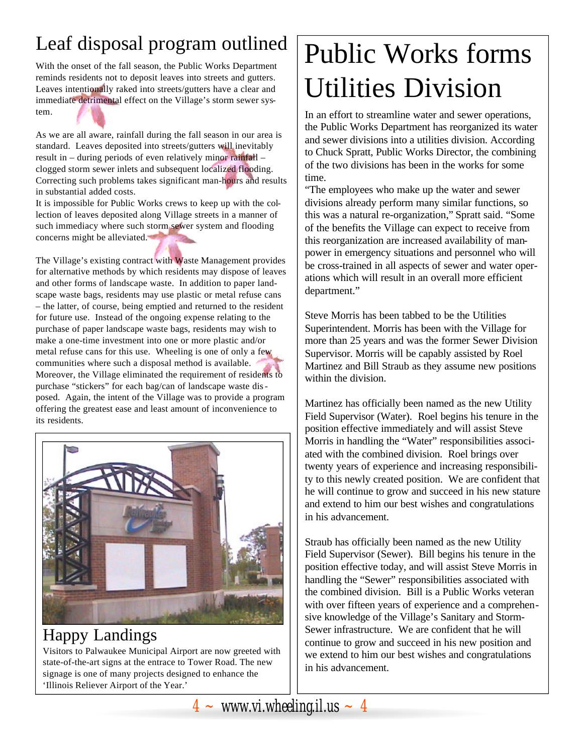## Leaf disposal program outlined

With the onset of the fall season, the Public Works Department reminds residents not to deposit leaves into streets and gutters. Leaves intentionally raked into streets/gutters have a clear and immediate detrimental effect on the Village's storm sewer system.

As we are all aware, rainfall during the fall season in our area is standard. Leaves deposited into streets/gutters will inevitably result in – during periods of even relatively minor rainfall – clogged storm sewer inlets and subsequent localized flooding. Correcting such problems takes significant man-hours and results in substantial added costs.

It is impossible for Public Works crews to keep up with the collection of leaves deposited along Village streets in a manner of such immediacy where such storm sewer system and flooding concerns might be alleviated.

The Village's existing contract with Waste Management provides for alternative methods by which residents may dispose of leaves and other forms of landscape waste. In addition to paper landscape waste bags, residents may use plastic or metal refuse cans – the latter, of course, being emptied and returned to the resident for future use. Instead of the ongoing expense relating to the purchase of paper landscape waste bags, residents may wish to make a one-time investment into one or more plastic and/or metal refuse cans for this use. Wheeling is one of only a few communities where such a disposal method is available. Moreover, the Village eliminated the requirement of residents to purchase "stickers" for each bag/can of landscape waste disposed. Again, the intent of the Village was to provide a program offering the greatest ease and least amount of inconvenience to its residents.

## Happy Landings

Visitors to Palwaukee Municipal Airport are now greeted with state-of-the-art signs at the entrace to Tower Road. The new signage is one of many projects designed to enhance the 'Illinois Reliever Airport of the Year.'

# Public Works forms Utilities Division

In an effort to streamline water and sewer operations, the Public Works Department has reorganized its water and sewer divisions into a utilities division. According to Chuck Spratt, Public Works Director, the combining of the two divisions has been in the works for some time.

"The employees who make up the water and sewer divisions already perform many similar functions, so this was a natural re-organization," Spratt said. "Some of the benefits the Village can expect to receive from this reorganization are increased availability of manpower in emergency situations and personnel who will be cross-trained in all aspects of sewer and water operations which will result in an overall more efficient department."

Steve Morris has been tabbed to be the Utilities Superintendent. Morris has been with the Village for more than 25 years and was the former Sewer Division Supervisor. Morris will be capably assisted by Roel Martinez and Bill Straub as they assume new positions within the division.

Martinez has officially been named as the new Utility Field Supervisor (Water). Roel begins his tenure in the position effective immediately and will assist Steve Morris in handling the "Water" responsibilities associated with the combined division. Roel brings over twenty years of experience and increasing responsibility to this newly created position. We are confident that he will continue to grow and succeed in his new stature and extend to him our best wishes and congratulations in his advancement.

Straub has officially been named as the new Utility Field Supervisor (Sewer). Bill begins his tenure in the position effective today, and will assist Steve Morris in handling the "Sewer" responsibilities associated with the combined division. Bill is a Public Works veteran with over fifteen years of experience and a comprehensive knowledge of the Village's Sanitary and Storm-Sewer infrastructure. We are confident that he will continue to grow and succeed in his new position and we extend to him our best wishes and congratulations in his advancement.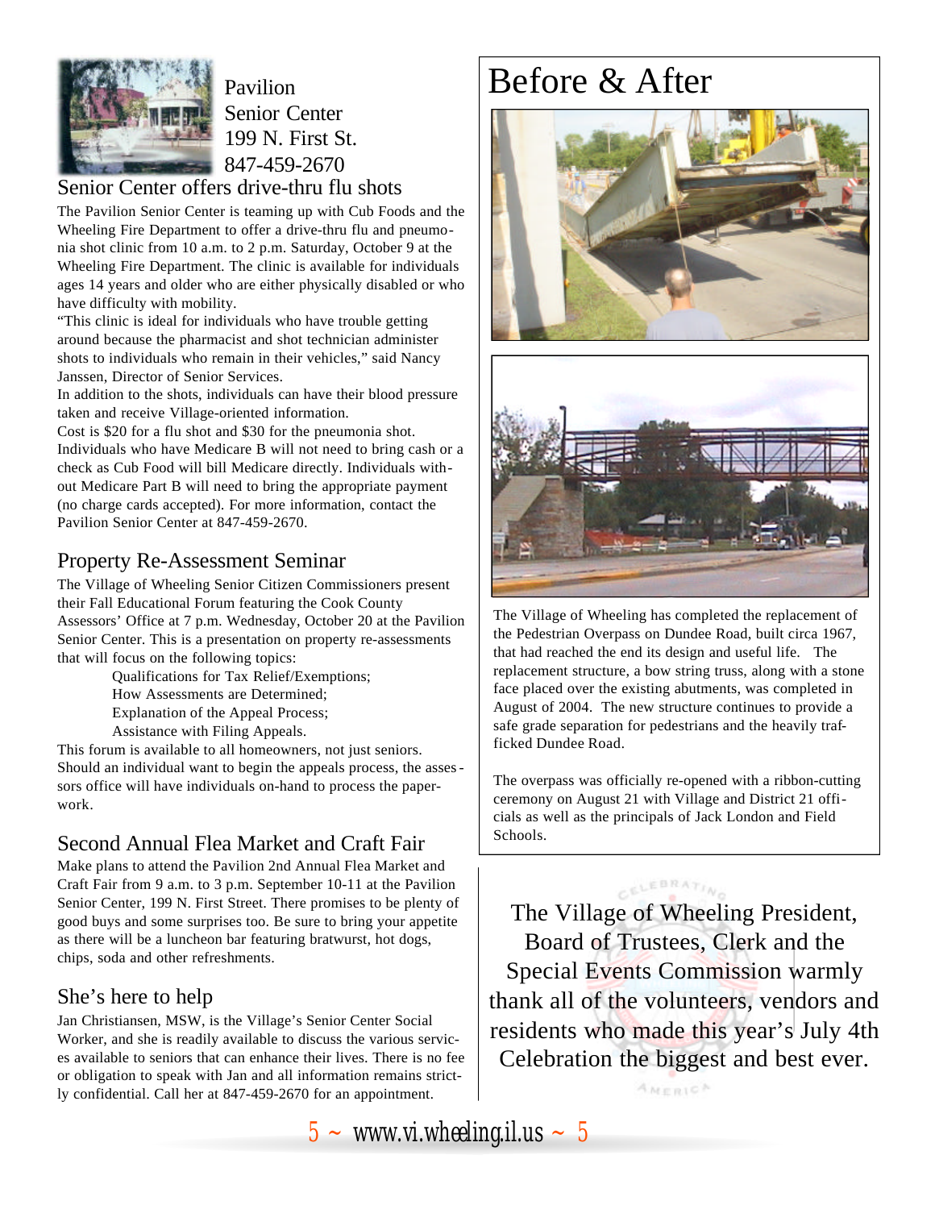Pavilion
Senior Center
199 N. First St.
847-459-2670

## Senior Center offers drive-thru flu shots

The Pavilion Senior Center is teaming up with Cub Foods and the Wheeling Fire Department to offer a drive-thru flu and pneumonia shot clinic from 10 a.m. to 2 p.m. Saturday, October 9 at the Wheeling Fire Department. The clinic is available for individuals ages 14 years and older who are either physically disabled or who have difficulty with mobility.

"This clinic is ideal for individuals who have trouble getting around because the pharmacist and shot technician administer shots to individuals who remain in their vehicles," said Nancy Janssen, Director of Senior Services.

In addition to the shots, individuals can have their blood pressure taken and receive Village-oriented information.

Cost is $20 for a flu shot and $30 for the pneumonia shot. Individuals who have Medicare B will not need to bring cash or a check as Cub Food will bill Medicare directly. Individuals without Medicare Part B will need to bring the appropriate payment (no charge cards accepted). For more information, contact the Pavilion Senior Center at 847-459-2670.

## Property Re-Assessment Seminar

The Village of Wheeling Senior Citizen Commissioners present their Fall Educational Forum featuring the Cook County Assessors' Office at 7 p.m. Wednesday, October 20 at the Pavilion Senior Center. This is a presentation on property re-assessments that will focus on the following topics:

- Qualifications for Tax Relief/Exemptions;
- How Assessments are Determined;
- Explanation of the Appeal Process;
- Assistance with Filing Appeals.

This forum is available to all homeowners, not just seniors. Should an individual want to begin the appeals process, the assessors office will have individuals on-hand to process the paperwork.

## Second Annual Flea Market and Craft Fair

Make plans to attend the Pavilion 2nd Annual Flea Market and Craft Fair from 9 a.m. to 3 p.m. September 10-11 at the Pavilion Senior Center, 199 N. First Street. There promises to be plenty of good buys and some surprises too. Be sure to bring your appetite as there will be a luncheon bar featuring bratwurst, hot dogs, chips, soda and other refreshments.

## She's here to help

Jan Christiansen, MSW, is the Village's Senior Center Social Worker, and she is readily available to discuss the various services available to seniors that can enhance their lives. There is no fee or obligation to speak with Jan and all information remains strictly confidential. Call her at 847-459-2670 for an appointment.

# Before & After

The Village of Wheeling has completed the replacement of the Pedestrian Overpass on Dundee Road, built circa 1967, that had reached the end its design and useful life. The replacement structure, a bow string truss, along with a stone face placed over the existing abutments, was completed in August of 2004. The new structure continues to provide a safe grade separation for pedestrians and the heavily trafficked Dundee Road.

The overpass was officially re-opened with a ribbon-cutting ceremony on August 21 with Village and District 21 officials as well as the principals of Jack London and Field Schools.

The Village of Wheeling President, Board of Trustees, Clerk and the Special Events Commission warmly thank all of the volunteers, vendors and residents who made this year's July 4th Celebration the biggest and best ever.

www.vi.wheeling.il.us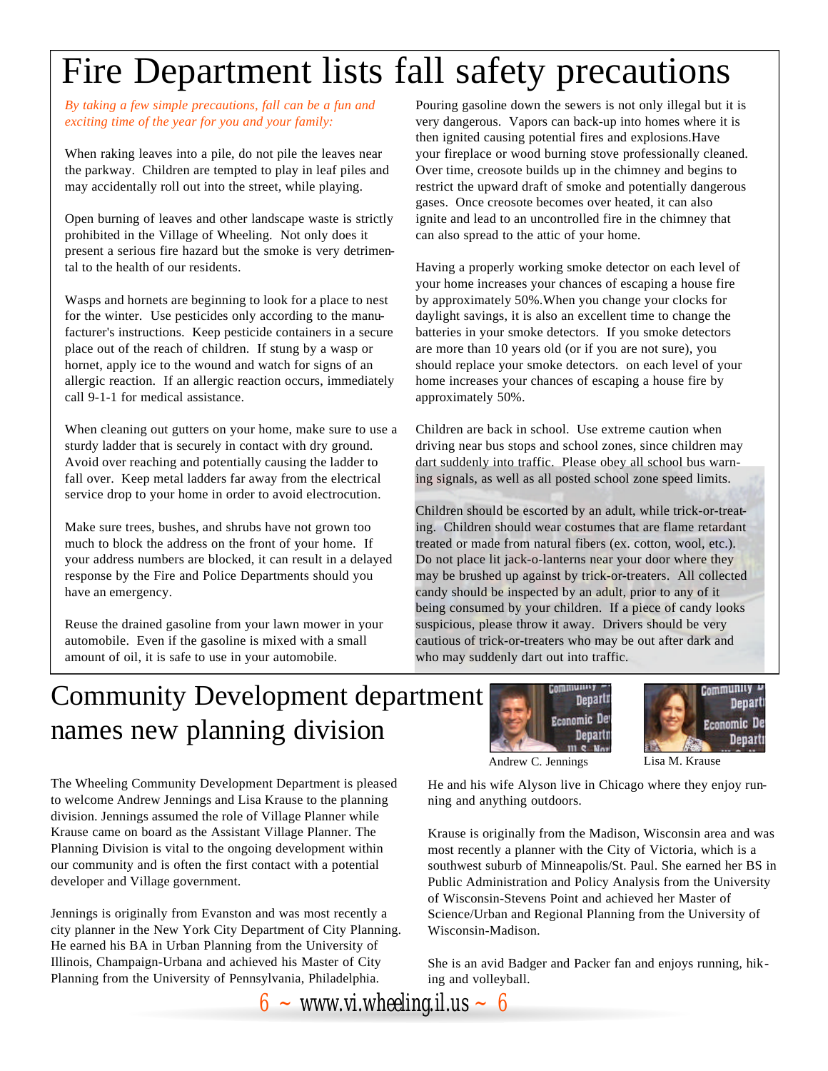# Fire Department lists fall safety precautions

*By taking a few simple precautions, fall can be a fun and exciting time of the year for you and your family:*

When raking leaves into a pile, do not pile the leaves near the parkway. Children are tempted to play in leaf piles and may accidentally roll out into the street, while playing.

Open burning of leaves and other landscape waste is strictly prohibited in the Village of Wheeling. Not only does it present a serious fire hazard but the smoke is very detrimental to the health of our residents.

Wasps and hornets are beginning to look for a place to nest for the winter. Use pesticides only according to the manufacturer's instructions. Keep pesticide containers in a secure place out of the reach of children. If stung by a wasp or hornet, apply ice to the wound and watch for signs of an allergic reaction. If an allergic reaction occurs, immediately call 9-1-1 for medical assistance.

When cleaning out gutters on your home, make sure to use a sturdy ladder that is securely in contact with dry ground. Avoid over reaching and potentially causing the ladder to fall over. Keep metal ladders far away from the electrical service drop to your home in order to avoid electrocution.

Make sure trees, bushes, and shrubs have not grown too much to block the address on the front of your home. If your address numbers are blocked, it can result in a delayed response by the Fire and Police Departments should you have an emergency.

Reuse the drained gasoline from your lawn mower in your automobile. Even if the gasoline is mixed with a small amount of oil, it is safe to use in your automobile.

Pouring gasoline down the sewers is not only illegal but it is very dangerous. Vapors can back-up into homes where it is then ignited causing potential fires and explosions.Have your fireplace or wood burning stove professionally cleaned. Over time, creosote builds up in the chimney and begins to restrict the upward draft of smoke and potentially dangerous gases. Once creosote becomes over heated, it can also ignite and lead to an uncontrolled fire in the chimney that can also spread to the attic of your home.

Having a properly working smoke detector on each level of your home increases your chances of escaping a house fire by approximately 50%.When you change your clocks for daylight savings, it is also an excellent time to change the batteries in your smoke detectors. If you smoke detectors are more than 10 years old (or if you are not sure), you should replace your smoke detectors. on each level of your home increases your chances of escaping a house fire by approximately 50%.

Children are back in school. Use extreme caution when driving near bus stops and school zones, since children may dart suddenly into traffic. Please obey all school bus warning signals, as well as all posted school zone speed limits.

Children should be escorted by an adult, while trick-or-treating. Children should wear costumes that are flame retardant treated or made from natural fibers (ex. cotton, wool, etc.). Do not place lit jack-o-lanterns near your door where they may be brushed up against by trick-or-treaters. All collected candy should be inspected by an adult, prior to any of it being consumed by your children. If a piece of candy looks suspicious, please throw it away. Drivers should be very cautious of trick-or-treaters who may be out after dark and who may suddenly dart out into traffic.

# Community Development department names new planning division

Andrew C. Jennings

Lisa M. Krause

The Wheeling Community Development Department is pleased to welcome Andrew Jennings and Lisa Krause to the planning division. Jennings assumed the role of Village Planner while Krause came on board as the Assistant Village Planner. The Planning Division is vital to the ongoing development within our community and is often the first contact with a potential developer and Village government.

Jennings is originally from Evanston and was most recently a city planner in the New York City Department of City Planning. He earned his BA in Urban Planning from the University of Illinois, Champaign-Urbana and achieved his Master of City Planning from the University of Pennsylvania, Philadelphia.

He and his wife Alyson live in Chicago where they enjoy running and anything outdoors.

Krause is originally from the Madison, Wisconsin area and was most recently a planner with the City of Victoria, which is a southwest suburb of Minneapolis/St. Paul. She earned her BS in Public Administration and Policy Analysis from the University of Wisconsin-Stevens Point and achieved her Master of Science/Urban and Regional Planning from the University of Wisconsin-Madison.

She is an avid Badger and Packer fan and enjoys running, hiking and volleyball.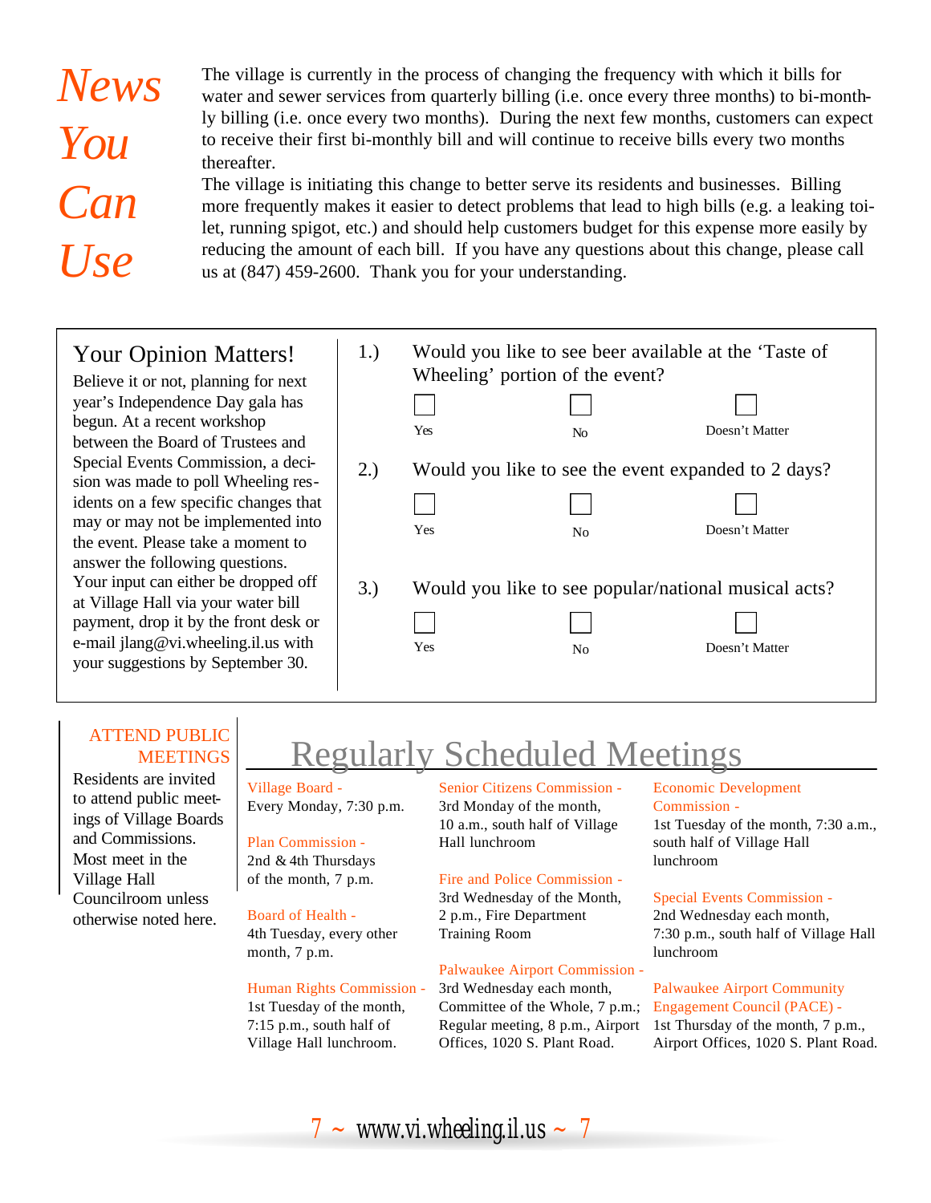# News You Can Use

The village is currently in the process of changing the frequency with which it bills for water and sewer services from quarterly billing (i.e. once every three months) to bi-monthly billing (i.e. once every two months). During the next few months, customers can expect to receive their first bi-monthly bill and will continue to receive bills every two months thereafter.

The village is initiating this change to better serve its residents and businesses. Billing more frequently makes it easier to detect problems that lead to high bills (e.g. a leaking toilet, running spigot, etc.) and should help customers budget for this expense more easily by reducing the amount of each bill. If you have any questions about this change, please call us at (847) 459-2600. Thank you for your understanding.

## Your Opinion Matters!

Believe it or not, planning for next year's Independence Day gala has begun. At a recent workshop between the Board of Trustees and Special Events Commission, a decision was made to poll Wheeling residents on a few specific changes that may or may not be implemented into the event. Please take a moment to answer the following questions. Your input can either be dropped off at Village Hall via your water bill payment, drop it by the front desk or e-mail jlang@vi.wheeling.il.us with your suggestions by September 30.

1.) Would you like to see beer available at the 'Taste of Wheeling' portion of the event?

☐ Yes ☐ No ☐ Doesn't Matter

2.) Would you like to see the event expanded to 2 days?

☐ Yes ☐ No ☐ Doesn't Matter

3.) Would you like to see popular/national musical acts?

☐ Yes ☐ No ☐ Doesn't Matter

### ATTEND PUBLIC MEETINGS

Residents are invited to attend public meetings of Village Boards and Commissions. Most meet in the Village Hall Councilroom unless otherwise noted here.

## Regularly Scheduled Meetings

**Village Board -**
Every Monday, 7:30 p.m.

**Plan Commission -**
2nd & 4th Thursdays of the month, 7 p.m.

**Board of Health -**
4th Tuesday, every other month, 7 p.m.

**Human Rights Commission -**
1st Tuesday of the month, 7:15 p.m., south half of Village Hall lunchroom.

**Senior Citizens Commission -**
3rd Monday of the month, 10 a.m., south half of Village Hall lunchroom

**Fire and Police Commission -**
3rd Wednesday of the Month, 2 p.m., Fire Department Training Room

**Palwaukee Airport Commission -**
3rd Wednesday each month, Committee of the Whole, 7 p.m.; Regular meeting, 8 p.m., Airport Offices, 1020 S. Plant Road.

**Economic Development Commission -**
1st Tuesday of the month, 7:30 a.m., south half of Village Hall lunchroom

**Special Events Commission -**
2nd Wednesday each month, 7:30 p.m., south half of Village Hall lunchroom

**Palwaukee Airport Community Engagement Council (PACE) -**
1st Thursday of the month, 7 p.m., Airport Offices, 1020 S. Plant Road.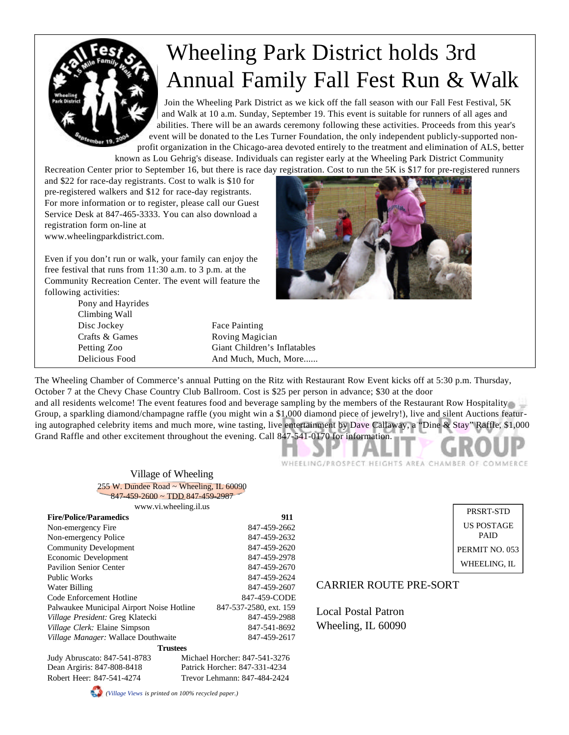# Wheeling Park District holds 3rd Annual Family Fall Fest Run & Walk

Join the Wheeling Park District as we kick off the fall season with our Fall Fest Festival, 5K and Walk at 10 a.m. Sunday, September 19. This event is suitable for runners of all ages and abilities. There will be an awards ceremony following these activities. Proceeds from this year's event will be donated to the Les Turner Foundation, the only independent publicly-supported non-profit organization in the Chicago-area devoted entirely to the treatment and elimination of ALS, better known as Lou Gehrig's disease. Individuals can register early at the Wheeling Park District Community Recreation Center prior to September 16, but there is race day registration. Cost to run the 5K is $17 for pre-registered runners and $22 for race-day registrants. Cost to walk is $10 for pre-registered walkers and $12 for race-day registrants. For more information or to register, please call our Guest Service Desk at 847-465-3333. You can also download a registration form on-line at www.wheelingparkdistrict.com.

Even if you don't run or walk, your family can enjoy the free festival that runs from 11:30 a.m. to 3 p.m. at the Community Recreation Center. The event will feature the following activities:

- Pony and Hayrides
- Climbing Wall
- Disc Jockey
- Crafts & Games
- Petting Zoo
- Delicious Food
- Face Painting
- Roving Magician
- Giant Children's Inflatables
- And Much, Much, More......

The Wheeling Chamber of Commerce's annual Putting on the Ritz with Restaurant Row Event kicks off at 5:30 p.m. Thursday, October 7 at the Chevy Chase Country Club Ballroom. Cost is $25 per person in advance; $30 at the door and all residents welcome! The event features food and beverage sampling by the members of the Restaurant Row Hospitality Group, a sparkling diamond/champagne raffle (you might win a $1,000 diamond piece of jewelry!), live and silent Auctions featuring autographed celebrity items and much more, wine tasting, live entertainment by Dave Callaway, a "Dine & Stay" Raffle, $1,000 Grand Raffle and other excitement throughout the evening. Call 847-541-0170 for information.

Restaurant Row Hospitality Group
WHEELING/PROSPECT HEIGHTS AREA CHAMBER OF COMMERCE

## Village of Wheeling

255 W. Dundee Road ~ Wheeling, IL 60090
847-459-2600 ~ TDD 847-459-2987
www.vi.wheeling.il.us

| | |
|---|---|
| **Fire/Police/Paramedics** | **911** |
| Non-emergency Fire | 847-459-2662 |
| Non-emergency Police | 847-459-2632 |
| Community Development | 847-459-2620 |
| Economic Development | 847-459-2978 |
| Pavilion Senior Center | 847-459-2670 |
| Public Works | 847-459-2624 |
| Water Billing | 847-459-2607 |
| Code Enforcement Hotline | 847-459-CODE |
| Palwaukee Municipal Airport Noise Hotline | 847-537-2580, ext. 159 |
| *Village President:* Greg Klatecki | 847-459-2988 |
| *Village Clerk:* Elaine Simpson | 847-541-8692 |
| *Village Manager:* Wallace Douthwaite | 847-459-2617 |

**Trustees**

| | |
|---|---|
| Judy Abruscato: 847-541-8783 | Michael Horcher: 847-541-3276 |
| Dean Argiris: 847-808-8418 | Patrick Horcher: 847-331-4234 |
| Robert Heer: 847-541-4274 | Trevor Lehmann: 847-484-2424 |

*(Village Views is printed on 100% recycled paper.)*

PRSRT-STD
US POSTAGE PAID
PERMIT NO. 053
WHEELING, IL

CARRIER ROUTE PRE-SORT

Local Postal Patron
Wheeling, IL 60090